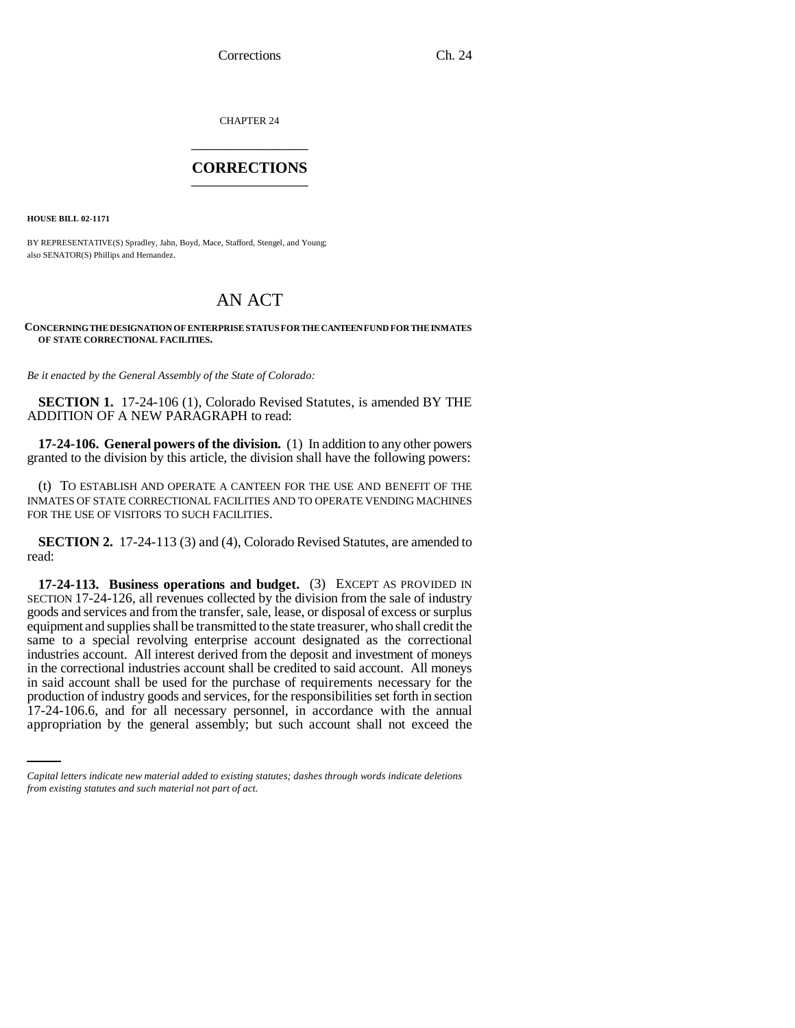CHAPTER 24

# CORRECTIONS

**HOUSE BILL 02-1171**

BY REPRESENTATIVE(S) Spradley, Jahn, Boyd, Mace, Stafford, Stengel, and Young; also SENATOR(S) Phillips and Hernandez.

# AN ACT

**CONCERNING THE DESIGNATION OF ENTERPRISE STATUS FOR THE CANTEEN FUND FOR THE INMATES OF STATE CORRECTIONAL FACILITIES.**

*Be it enacted by the General Assembly of the State of Colorado:*

**SECTION 1.** 17-24-106 (1), Colorado Revised Statutes, is amended BY THE ADDITION OF A NEW PARAGRAPH to read:

**17-24-106. General powers of the division.** (1) In addition to any other powers granted to the division by this article, the division shall have the following powers:

(t) TO ESTABLISH AND OPERATE A CANTEEN FOR THE USE AND BENEFIT OF THE INMATES OF STATE CORRECTIONAL FACILITIES AND TO OPERATE VENDING MACHINES FOR THE USE OF VISITORS TO SUCH FACILITIES.

**SECTION 2.** 17-24-113 (3) and (4), Colorado Revised Statutes, are amended to read:

**17-24-113. Business operations and budget.** (3) EXCEPT AS PROVIDED IN SECTION 17-24-126, all revenues collected by the division from the sale of industry goods and services and from the transfer, sale, lease, or disposal of excess or surplus equipment and supplies shall be transmitted to the state treasurer, who shall credit the same to a special revolving enterprise account designated as the correctional industries account. All interest derived from the deposit and investment of moneys in the correctional industries account shall be credited to said account. All moneys in said account shall be used for the purchase of requirements necessary for the production of industry goods and services, for the responsibilities set forth in section 17-24-106.6, and for all necessary personnel, in accordance with the annual appropriation by the general assembly; but such account shall not exceed the

*Capital letters indicate new material added to existing statutes; dashes through words indicate deletions from existing statutes and such material not part of act.*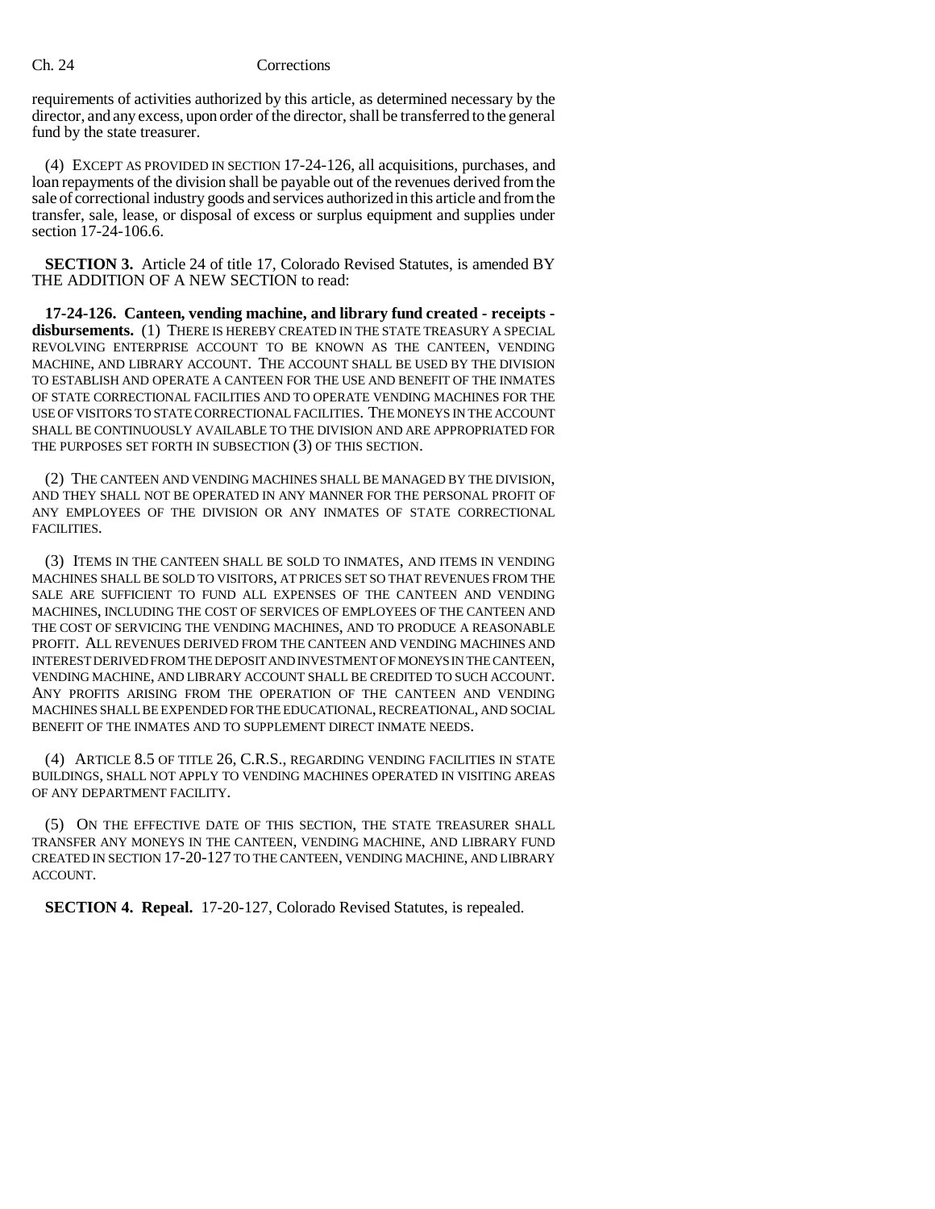requirements of activities authorized by this article, as determined necessary by the director, and any excess, upon order of the director, shall be transferred to the general fund by the state treasurer.

(4) EXCEPT AS PROVIDED IN SECTION 17-24-126, all acquisitions, purchases, and loan repayments of the division shall be payable out of the revenues derived from the sale of correctional industry goods and services authorized in this article and from the transfer, sale, lease, or disposal of excess or surplus equipment and supplies under section 17-24-106.6.

**SECTION 3.** Article 24 of title 17, Colorado Revised Statutes, is amended BY THE ADDITION OF A NEW SECTION to read:

**17-24-126. Canteen, vending machine, and library fund created - receipts - disbursements.** (1) THERE IS HEREBY CREATED IN THE STATE TREASURY A SPECIAL REVOLVING ENTERPRISE ACCOUNT TO BE KNOWN AS THE CANTEEN, VENDING MACHINE, AND LIBRARY ACCOUNT. THE ACCOUNT SHALL BE USED BY THE DIVISION TO ESTABLISH AND OPERATE A CANTEEN FOR THE USE AND BENEFIT OF THE INMATES OF STATE CORRECTIONAL FACILITIES AND TO OPERATE VENDING MACHINES FOR THE USE OF VISITORS TO STATE CORRECTIONAL FACILITIES. THE MONEYS IN THE ACCOUNT SHALL BE CONTINUOUSLY AVAILABLE TO THE DIVISION AND ARE APPROPRIATED FOR THE PURPOSES SET FORTH IN SUBSECTION (3) OF THIS SECTION.

(2) THE CANTEEN AND VENDING MACHINES SHALL BE MANAGED BY THE DIVISION, AND THEY SHALL NOT BE OPERATED IN ANY MANNER FOR THE PERSONAL PROFIT OF ANY EMPLOYEES OF THE DIVISION OR ANY INMATES OF STATE CORRECTIONAL FACILITIES.

(3) ITEMS IN THE CANTEEN SHALL BE SOLD TO INMATES, AND ITEMS IN VENDING MACHINES SHALL BE SOLD TO VISITORS, AT PRICES SET SO THAT REVENUES FROM THE SALE ARE SUFFICIENT TO FUND ALL EXPENSES OF THE CANTEEN AND VENDING MACHINES, INCLUDING THE COST OF SERVICES OF EMPLOYEES OF THE CANTEEN AND THE COST OF SERVICING THE VENDING MACHINES, AND TO PRODUCE A REASONABLE PROFIT. ALL REVENUES DERIVED FROM THE CANTEEN AND VENDING MACHINES AND INTEREST DERIVED FROM THE DEPOSIT AND INVESTMENT OF MONEYS IN THE CANTEEN, VENDING MACHINE, AND LIBRARY ACCOUNT SHALL BE CREDITED TO SUCH ACCOUNT. ANY PROFITS ARISING FROM THE OPERATION OF THE CANTEEN AND VENDING MACHINES SHALL BE EXPENDED FOR THE EDUCATIONAL, RECREATIONAL, AND SOCIAL BENEFIT OF THE INMATES AND TO SUPPLEMENT DIRECT INMATE NEEDS.

(4) ARTICLE 8.5 OF TITLE 26, C.R.S., REGARDING VENDING FACILITIES IN STATE BUILDINGS, SHALL NOT APPLY TO VENDING MACHINES OPERATED IN VISITING AREAS OF ANY DEPARTMENT FACILITY.

(5) ON THE EFFECTIVE DATE OF THIS SECTION, THE STATE TREASURER SHALL TRANSFER ANY MONEYS IN THE CANTEEN, VENDING MACHINE, AND LIBRARY FUND CREATED IN SECTION 17-20-127 TO THE CANTEEN, VENDING MACHINE, AND LIBRARY ACCOUNT.

**SECTION 4. Repeal.** 17-20-127, Colorado Revised Statutes, is repealed.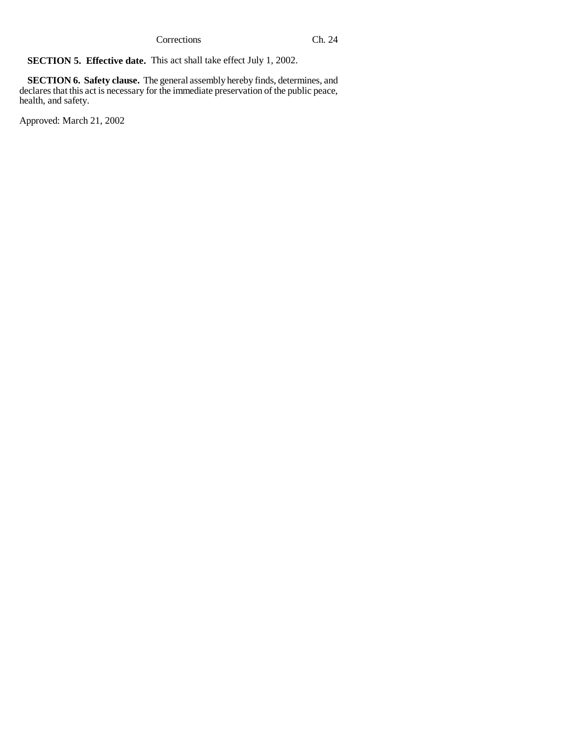**SECTION 5. Effective date.** This act shall take effect July 1, 2002.

**SECTION 6. Safety clause.** The general assembly hereby finds, determines, and declares that this act is necessary for the immediate preservation of the public peace, health, and safety.

Approved: March 21, 2002